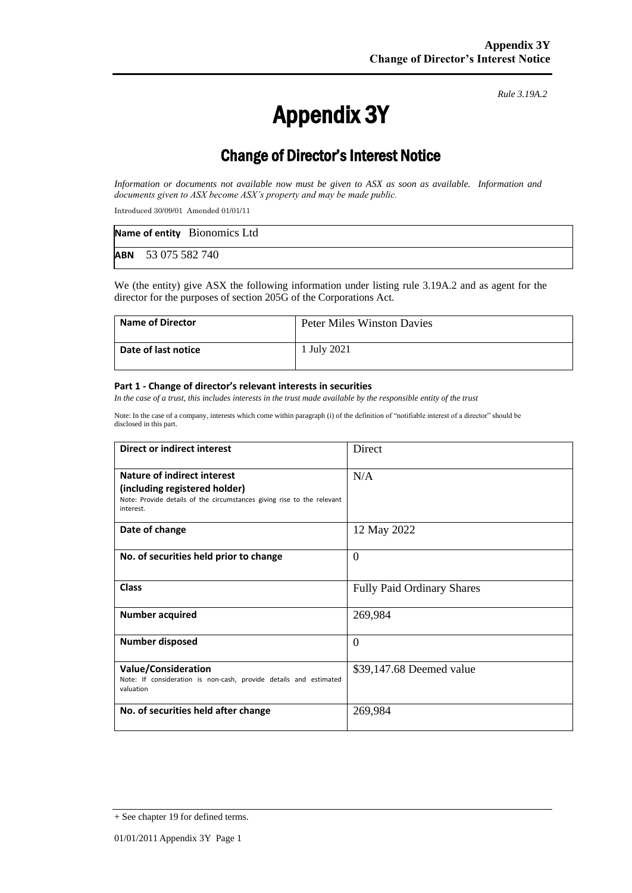*Rule 3.19A.2*

# Appendix 3Y

## Change of Director's Interest Notice

*Information or documents not available now must be given to ASX as soon as available. Information and documents given to ASX become ASX's property and may be made public.*

Introduced 30/09/01 Amended 01/01/11

| **Name of entity** Bionomics Ltd |
|---|
| **ABN** 53 075 582 740 |

We (the entity) give ASX the following information under listing rule 3.19A.2 and as agent for the director for the purposes of section 205G of the Corporations Act.

| **Name of Director** | Peter Miles Winston Davies |
|---|---|
| **Date of last notice** | 1 July 2021 |

#### Part 1 - Change of director's relevant interests in securities

*In the case of a trust, this includes interests in the trust made available by the responsible entity of the trust*

Note: In the case of a company, interests which come within paragraph (i) of the definition of "notifiable interest of a director" should be disclosed in this part.

| **Direct or indirect interest** | Direct |
|---|---|
| **Nature of indirect interest (including registered holder)** Note: Provide details of the circumstances giving rise to the relevant interest. | N/A |
| **Date of change** | 12 May 2022 |
| **No. of securities held prior to change** | 0 |
| **Class** | Fully Paid Ordinary Shares |
| **Number acquired** | 269,984 |
| **Number disposed** | 0 |
| **Value/Consideration** Note: If consideration is non-cash, provide details and estimated valuation | $39,147.68 Deemed value |
| **No. of securities held after change** | 269,984 |

+ See chapter 19 for defined terms.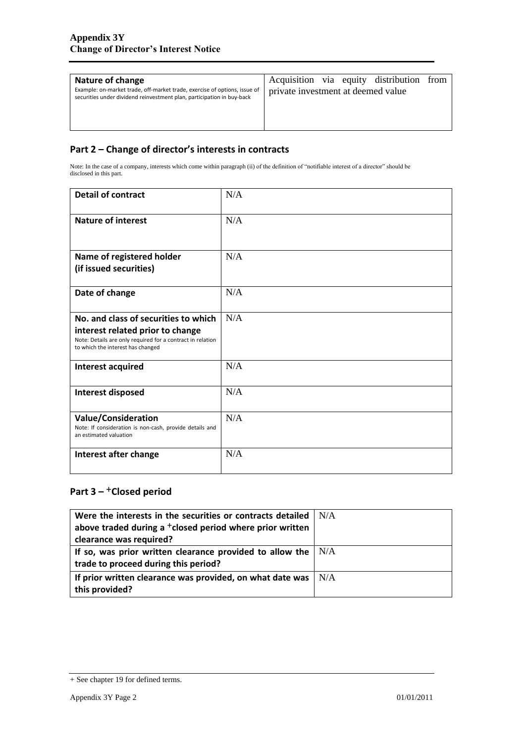| | |
|---|---|
| **Nature of change**<br>Example: on-market trade, off-market trade, exercise of options, issue of securities under dividend reinvestment plan, participation in buy-back | Acquisition via equity distribution from private investment at deemed value |

## Part 2 – Change of director's interests in contracts

Note: In the case of a company, interests which come within paragraph (ii) of the definition of "notifiable interest of a director" should be disclosed in this part.

| | |
|---|---|
| **Detail of contract** | N/A |
| **Nature of interest** | N/A |
| **Name of registered holder (if issued securities)** | N/A |
| **Date of change** | N/A |
| **No. and class of securities to which interest related prior to change**<br>Note: Details are only required for a contract in relation to which the interest has changed | N/A |
| **Interest acquired** | N/A |
| **Interest disposed** | N/A |
| **Value/Consideration**<br>Note: If consideration is non-cash, provide details and an estimated valuation | N/A |
| **Interest after change** | N/A |

## Part 3 – +Closed period

| | |
|---|---|
| **Were the interests in the securities or contracts detailed above traded during a +closed period where prior written clearance was required?** | N/A |
| **If so, was prior written clearance provided to allow the trade to proceed during this period?** | N/A |
| **If prior written clearance was provided, on what date was this provided?** | N/A |

+ See chapter 19 for defined terms.